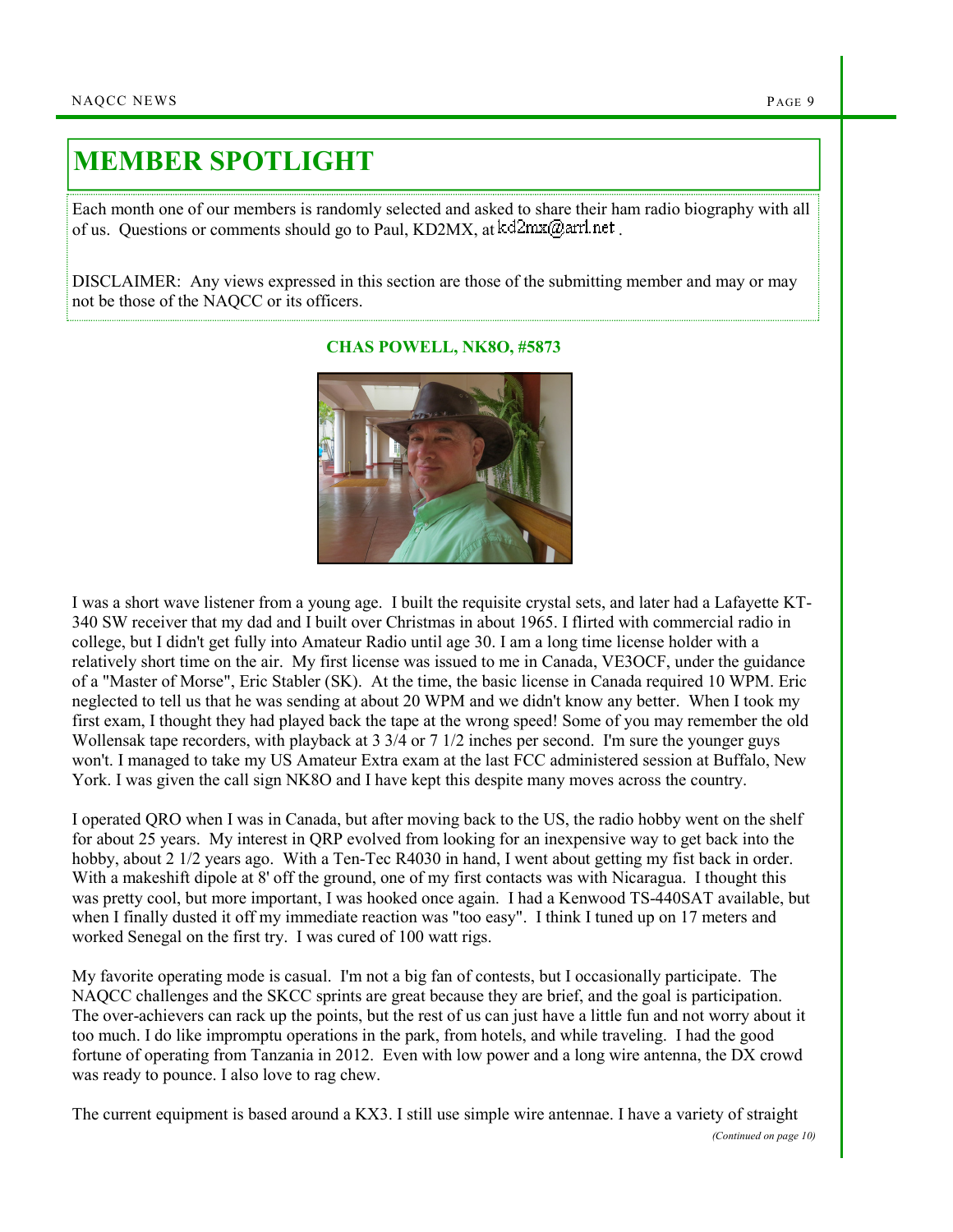# MEMBER SPOTLIGHT

Each month one of our members is randomly selected and asked to share their ham radio biography with all of us. Questions or comments should go to Paul, KD2MX, at kd2mx@arrl.net .

DISCLAIMER: Any views expressed in this section are those of the submitting member and may or may not be those of the NAQCC or its officers.

## CHAS POWELL, NK8O, #5873

I was a short wave listener from a young age. I built the requisite crystal sets, and later had a Lafayette KT-340 SW receiver that my dad and I built over Christmas in about 1965. I flirted with commercial radio in college, but I didn't get fully into Amateur Radio until age 30. I am a long time license holder with a relatively short time on the air. My first license was issued to me in Canada, VE3OCF, under the guidance of a "Master of Morse", Eric Stabler (SK). At the time, the basic license in Canada required 10 WPM. Eric neglected to tell us that he was sending at about 20 WPM and we didn't know any better. When I took my first exam, I thought they had played back the tape at the wrong speed! Some of you may remember the old Wollensak tape recorders, with playback at 3 3/4 or 7 1/2 inches per second. I'm sure the younger guys won't. I managed to take my US Amateur Extra exam at the last FCC administered session at Buffalo, New York. I was given the call sign NK8O and I have kept this despite many moves across the country.

I operated QRO when I was in Canada, but after moving back to the US, the radio hobby went on the shelf for about 25 years. My interest in QRP evolved from looking for an inexpensive way to get back into the hobby, about 2 1/2 years ago. With a Ten-Tec R4030 in hand, I went about getting my fist back in order. With a makeshift dipole at 8' off the ground, one of my first contacts was with Nicaragua. I thought this was pretty cool, but more important, I was hooked once again. I had a Kenwood TS-440SAT available, but when I finally dusted it off my immediate reaction was "too easy". I think I tuned up on 17 meters and worked Senegal on the first try. I was cured of 100 watt rigs.

My favorite operating mode is casual. I'm not a big fan of contests, but I occasionally participate. The NAQCC challenges and the SKCC sprints are great because they are brief, and the goal is participation. The over-achievers can rack up the points, but the rest of us can just have a little fun and not worry about it too much. I do like impromptu operations in the park, from hotels, and while traveling. I had the good fortune of operating from Tanzania in 2012. Even with low power and a long wire antenna, the DX crowd was ready to pounce. I also love to rag chew.

The current equipment is based around a KX3. I still use simple wire antennae. I have a variety of straight

*(Continued on page 10)*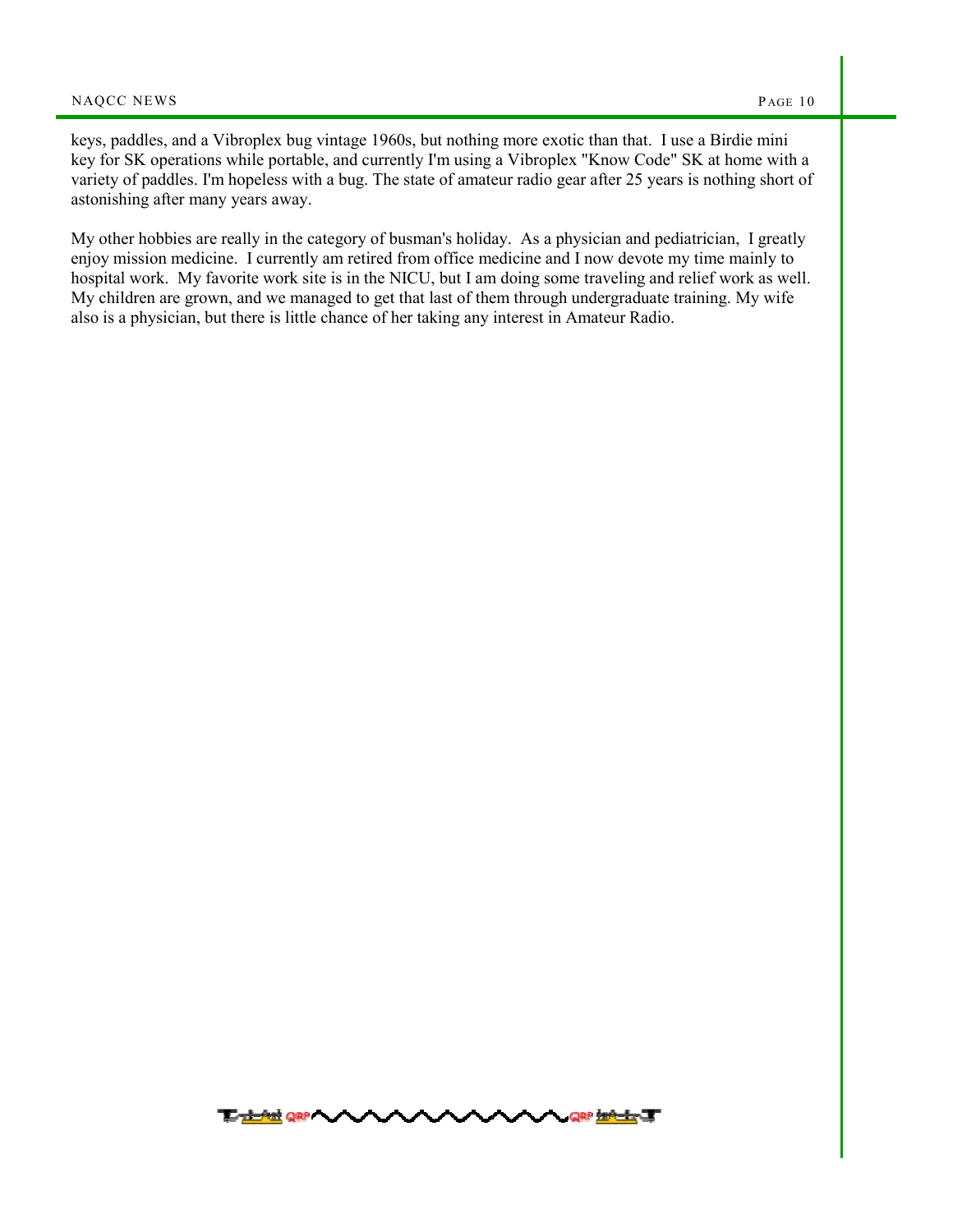keys, paddles, and a Vibroplex bug vintage 1960s, but nothing more exotic than that. I use a Birdie mini key for SK operations while portable, and currently I'm using a Vibroplex "Know Code" SK at home with a variety of paddles. I'm hopeless with a bug. The state of amateur radio gear after 25 years is nothing short of astonishing after many years away.

My other hobbies are really in the category of busman's holiday. As a physician and pediatrician, I greatly enjoy mission medicine. I currently am retired from office medicine and I now devote my time mainly to hospital work. My favorite work site is in the NICU, but I am doing some traveling and relief work as well. My children are grown, and we managed to get that last of them through undergraduate training. My wife also is a physician, but there is little chance of her taking any interest in Amateur Radio.